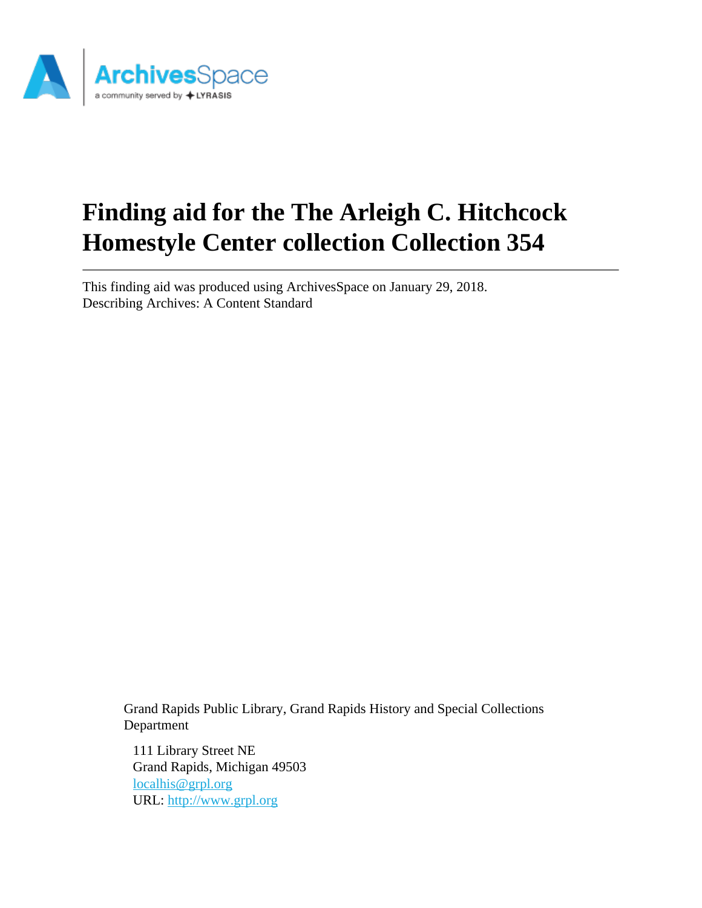# Finding aid for the The Arleigh C. Hitchcock Homestyle Center collection Collection 354

This finding aid was produced using ArchivesSpace on January 29, 2018.
Describing Archives: A Content Standard

Grand Rapids Public Library, Grand Rapids History and Special Collections Department

111 Library Street NE
Grand Rapids, Michigan 49503
localhis@grpl.org
URL: http://www.grpl.org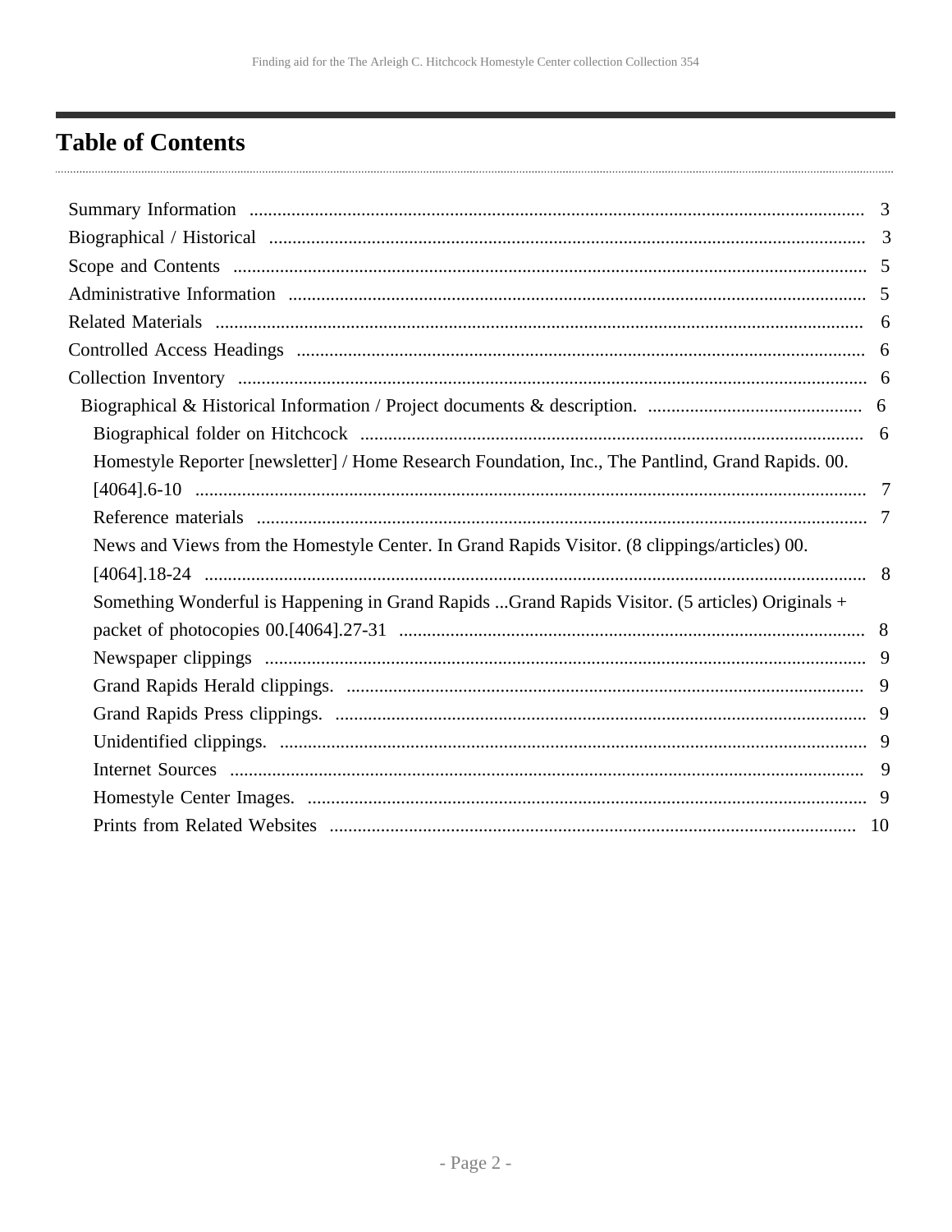# Table of Contents

- Summary Information ... 3
- Biographical / Historical ... 3
- Scope and Contents ... 5
- Administrative Information ... 5
- Related Materials ... 6
- Controlled Access Headings ... 6
- Collection Inventory ... 6
  - Biographical & Historical Information / Project documents & description. ... 6
    - Biographical folder on Hitchcock ... 6
    - Homestyle Reporter [newsletter] / Home Research Foundation, Inc., The Pantlind, Grand Rapids. 00.[4064].6-10 ... 7
    - Reference materials ... 7
    - News and Views from the Homestyle Center. In Grand Rapids Visitor. (8 clippings/articles) 00.[4064].18-24 ... 8
    - Something Wonderful is Happening in Grand Rapids ...Grand Rapids Visitor. (5 articles) Originals + packet of photocopies 00.[4064].27-31 ... 8
    - Newspaper clippings ... 9
    - Grand Rapids Herald clippings. ... 9
    - Grand Rapids Press clippings. ... 9
    - Unidentified clippings. ... 9
    - Internet Sources ... 9
    - Homestyle Center Images. ... 9
    - Prints from Related Websites ... 10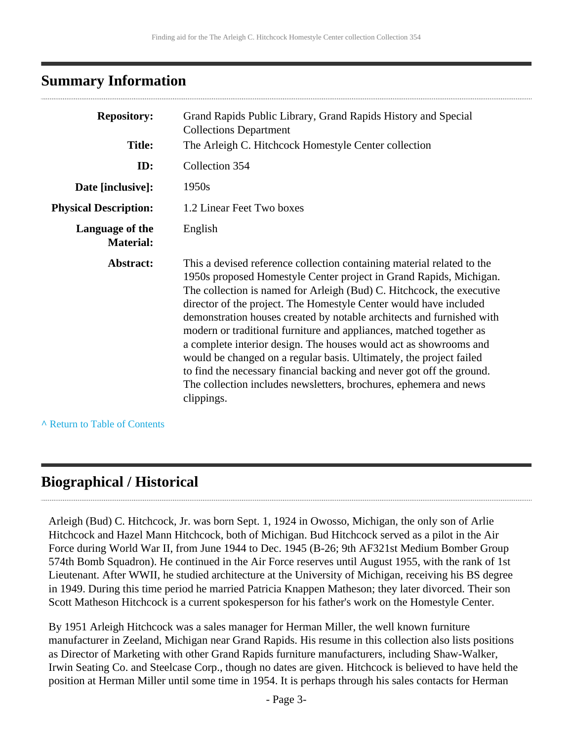## Summary Information

| | |
|---|---|
| **Repository:** | Grand Rapids Public Library, Grand Rapids History and Special Collections Department |
| **Title:** | The Arleigh C. Hitchcock Homestyle Center collection |
| **ID:** | Collection 354 |
| **Date [inclusive]:** | 1950s |
| **Physical Description:** | 1.2 Linear Feet Two boxes |
| **Language of the Material:** | English |
| **Abstract:** | This a devised reference collection containing material related to the 1950s proposed Homestyle Center project in Grand Rapids, Michigan. The collection is named for Arleigh (Bud) C. Hitchcock, the executive director of the project. The Homestyle Center would have included demonstration houses created by notable architects and furnished with modern or traditional furniture and appliances, matched together as a complete interior design. The houses would act as showrooms and would be changed on a regular basis. Ultimately, the project failed to find the necessary financial backing and never got off the ground. The collection includes newsletters, brochures, ephemera and news clippings. |

^ Return to Table of Contents

## Biographical / Historical

Arleigh (Bud) C. Hitchcock, Jr. was born Sept. 1, 1924 in Owosso, Michigan, the only son of Arlie Hitchcock and Hazel Mann Hitchcock, both of Michigan. Bud Hitchcock served as a pilot in the Air Force during World War II, from June 1944 to Dec. 1945 (B-26; 9th AF321st Medium Bomber Group 574th Bomb Squadron). He continued in the Air Force reserves until August 1955, with the rank of 1st Lieutenant. After WWII, he studied architecture at the University of Michigan, receiving his BS degree in 1949. During this time period he married Patricia Knappen Matheson; they later divorced. Their son Scott Matheson Hitchcock is a current spokesperson for his father's work on the Homestyle Center.

By 1951 Arleigh Hitchcock was a sales manager for Herman Miller, the well known furniture manufacturer in Zeeland, Michigan near Grand Rapids. His resume in this collection also lists positions as Director of Marketing with other Grand Rapids furniture manufacturers, including Shaw-Walker, Irwin Seating Co. and Steelcase Corp., though no dates are given. Hitchcock is believed to have held the position at Herman Miller until some time in 1954. It is perhaps through his sales contacts for Herman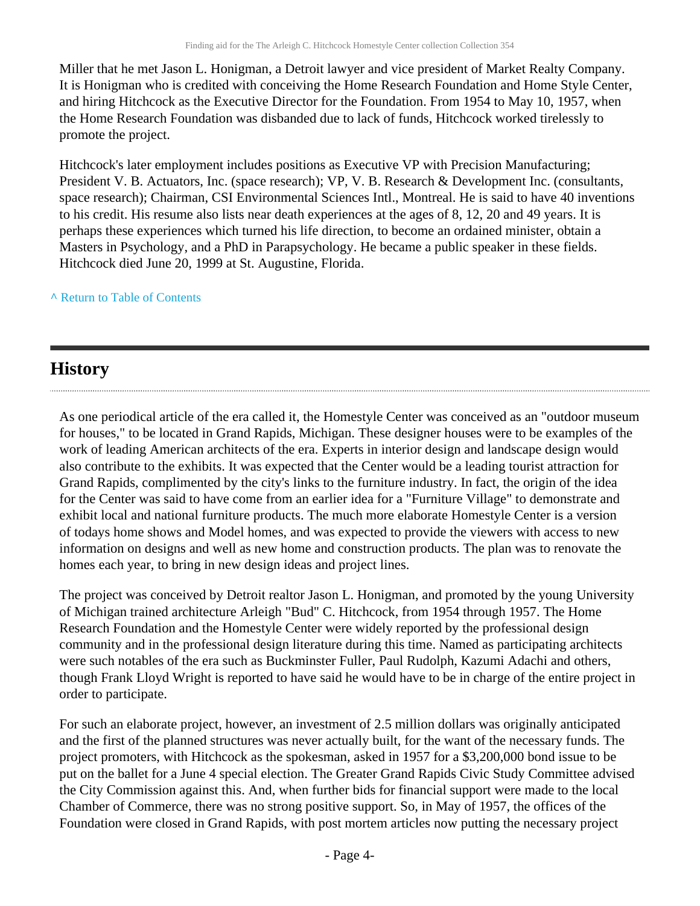Miller that he met Jason L. Honigman, a Detroit lawyer and vice president of Market Realty Company. It is Honigman who is credited with conceiving the Home Research Foundation and Home Style Center, and hiring Hitchcock as the Executive Director for the Foundation. From 1954 to May 10, 1957, when the Home Research Foundation was disbanded due to lack of funds, Hitchcock worked tirelessly to promote the project.

Hitchcock's later employment includes positions as Executive VP with Precision Manufacturing; President V. B. Actuators, Inc. (space research); VP, V. B. Research & Development Inc. (consultants, space research); Chairman, CSI Environmental Sciences Intl., Montreal. He is said to have 40 inventions to his credit. His resume also lists near death experiences at the ages of 8, 12, 20 and 49 years. It is perhaps these experiences which turned his life direction, to become an ordained minister, obtain a Masters in Psychology, and a PhD in Parapsychology. He became a public speaker in these fields. Hitchcock died June 20, 1999 at St. Augustine, Florida.

^ Return to Table of Contents

## History

As one periodical article of the era called it, the Homestyle Center was conceived as an "outdoor museum for houses," to be located in Grand Rapids, Michigan. These designer houses were to be examples of the work of leading American architects of the era. Experts in interior design and landscape design would also contribute to the exhibits. It was expected that the Center would be a leading tourist attraction for Grand Rapids, complimented by the city's links to the furniture industry. In fact, the origin of the idea for the Center was said to have come from an earlier idea for a "Furniture Village" to demonstrate and exhibit local and national furniture products. The much more elaborate Homestyle Center is a version of todays home shows and Model homes, and was expected to provide the viewers with access to new information on designs and well as new home and construction products. The plan was to renovate the homes each year, to bring in new design ideas and project lines.

The project was conceived by Detroit realtor Jason L. Honigman, and promoted by the young University of Michigan trained architecture Arleigh "Bud" C. Hitchcock, from 1954 through 1957. The Home Research Foundation and the Homestyle Center were widely reported by the professional design community and in the professional design literature during this time. Named as participating architects were such notables of the era such as Buckminster Fuller, Paul Rudolph, Kazumi Adachi and others, though Frank Lloyd Wright is reported to have said he would have to be in charge of the entire project in order to participate.

For such an elaborate project, however, an investment of 2.5 million dollars was originally anticipated and the first of the planned structures was never actually built, for the want of the necessary funds. The project promoters, with Hitchcock as the spokesman, asked in 1957 for a $3,200,000 bond issue to be put on the ballet for a June 4 special election. The Greater Grand Rapids Civic Study Committee advised the City Commission against this. And, when further bids for financial support were made to the local Chamber of Commerce, there was no strong positive support. So, in May of 1957, the offices of the Foundation were closed in Grand Rapids, with post mortem articles now putting the necessary project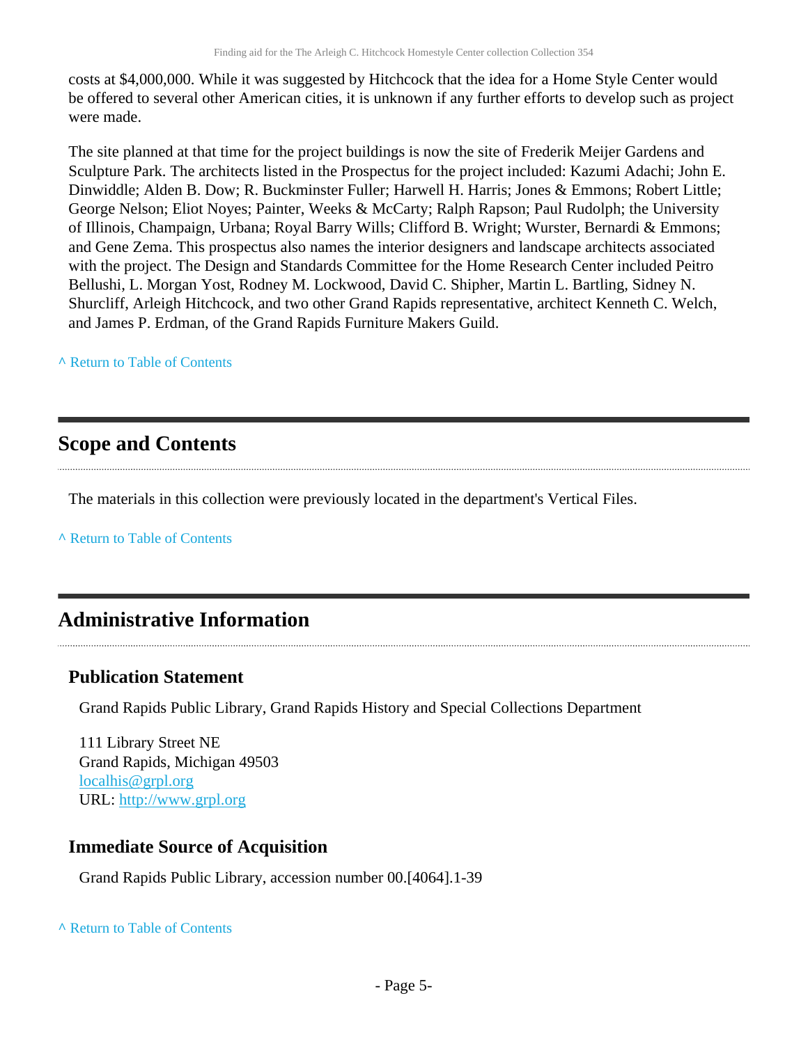costs at $4,000,000. While it was suggested by Hitchcock that the idea for a Home Style Center would be offered to several other American cities, it is unknown if any further efforts to develop such as project were made.

The site planned at that time for the project buildings is now the site of Frederik Meijer Gardens and Sculpture Park. The architects listed in the Prospectus for the project included: Kazumi Adachi; John E. Dinwiddle; Alden B. Dow; R. Buckminster Fuller; Harwell H. Harris; Jones & Emmons; Robert Little; George Nelson; Eliot Noyes; Painter, Weeks & McCarty; Ralph Rapson; Paul Rudolph; the University of Illinois, Champaign, Urbana; Royal Barry Wills; Clifford B. Wright; Wurster, Bernardi & Emmons; and Gene Zema. This prospectus also names the interior designers and landscape architects associated with the project. The Design and Standards Committee for the Home Research Center included Peitro Bellushi, L. Morgan Yost, Rodney M. Lockwood, David C. Shipher, Martin L. Bartling, Sidney N. Shurcliff, Arleigh Hitchcock, and two other Grand Rapids representative, architect Kenneth C. Welch, and James P. Erdman, of the Grand Rapids Furniture Makers Guild.

^ Return to Table of Contents

## Scope and Contents

The materials in this collection were previously located in the department's Vertical Files.

^ Return to Table of Contents

## Administrative Information

### Publication Statement

Grand Rapids Public Library, Grand Rapids History and Special Collections Department

111 Library Street NE
Grand Rapids, Michigan 49503
localhis@grpl.org
URL: http://www.grpl.org

### Immediate Source of Acquisition

Grand Rapids Public Library, accession number 00.[4064].1-39

^ Return to Table of Contents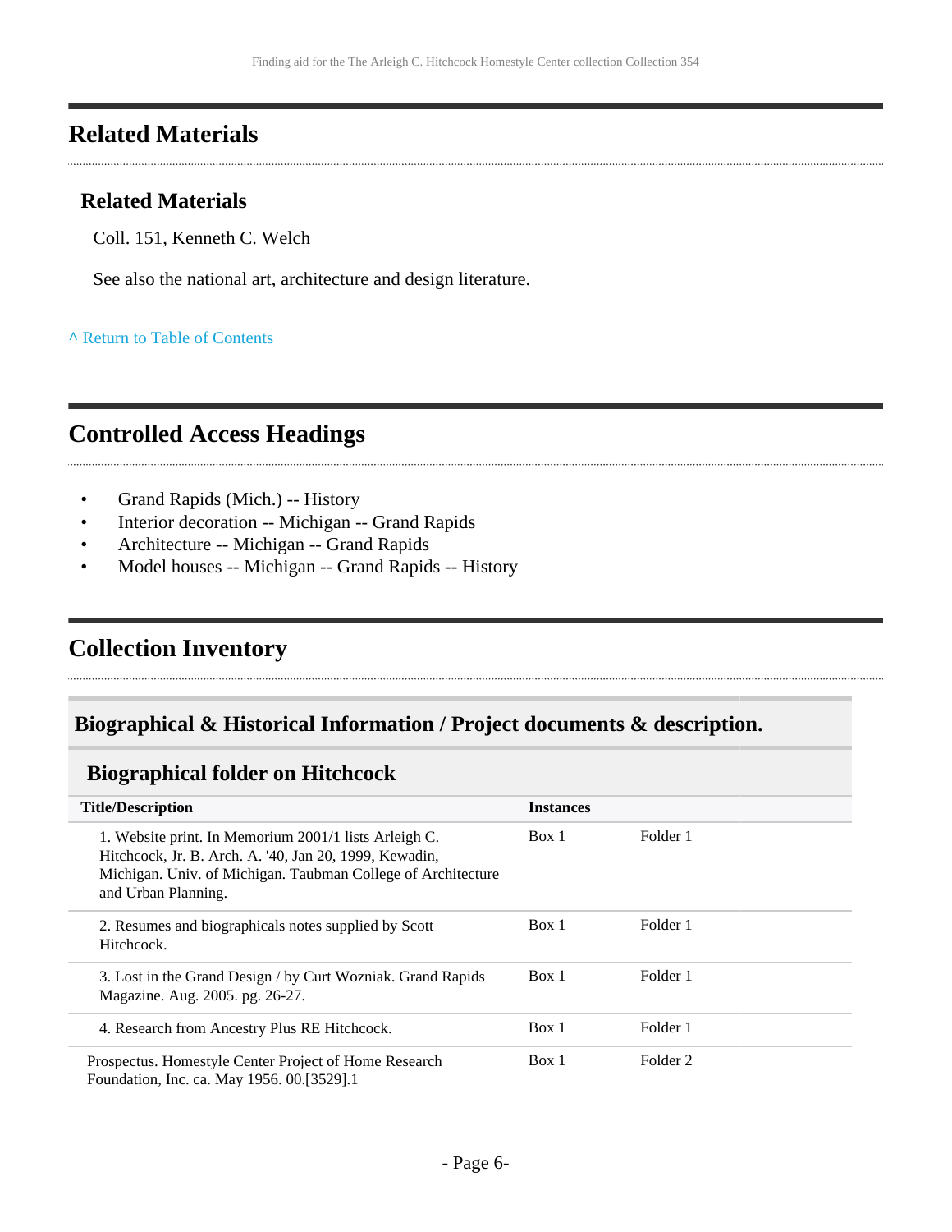## Related Materials

### Related Materials

Coll. 151, Kenneth C. Welch

See also the national art, architecture and design literature.

^ Return to Table of Contents

## Controlled Access Headings

- Grand Rapids (Mich.) -- History
- Interior decoration -- Michigan -- Grand Rapids
- Architecture -- Michigan -- Grand Rapids
- Model houses -- Michigan -- Grand Rapids -- History

## Collection Inventory

### Biographical & Historical Information / Project documents & description.

#### Biographical folder on Hitchcock

| Title/Description | Instances | |
|---|---|---|
| 1. Website print. In Memorium 2001/1 lists Arleigh C. Hitchcock, Jr. B. Arch. A. '40, Jan 20, 1999, Kewadin, Michigan. Univ. of Michigan. Taubman College of Architecture and Urban Planning. | Box 1 | Folder 1 |
| 2. Resumes and biographicals notes supplied by Scott Hitchcock. | Box 1 | Folder 1 |
| 3. Lost in the Grand Design / by Curt Wozniak. Grand Rapids Magazine. Aug. 2005. pg. 26-27. | Box 1 | Folder 1 |
| 4. Research from Ancestry Plus RE Hitchcock. | Box 1 | Folder 1 |
| Prospectus. Homestyle Center Project of Home Research Foundation, Inc. ca. May 1956. 00.[3529].1 | Box 1 | Folder 2 |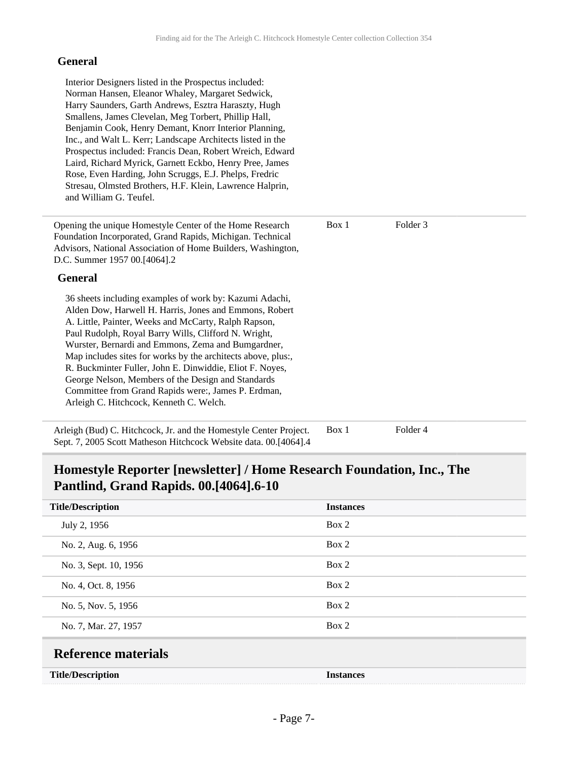### General

Interior Designers listed in the Prospectus included: Norman Hansen, Eleanor Whaley, Margaret Sedwick, Harry Saunders, Garth Andrews, Esztra Haraszty, Hugh Smallens, James Clevelan, Meg Torbert, Phillip Hall, Benjamin Cook, Henry Demant, Knorr Interior Planning, Inc., and Walt L. Kerr; Landscape Architects listed in the Prospectus included: Francis Dean, Robert Wreich, Edward Laird, Richard Myrick, Garnett Eckbo, Henry Pree, James Rose, Even Harding, John Scruggs, E.J. Phelps, Fredric Stresau, Olmsted Brothers, H.F. Klein, Lawrence Halprin, and William G. Teufel.

| | | |
|---|---|---|
| Opening the unique Homestyle Center of the Home Research Foundation Incorporated, Grand Rapids, Michigan. Technical Advisors, National Association of Home Builders, Washington, D.C. Summer 1957 00.[4064].2 | Box 1 | Folder 3 |

### General

36 sheets including examples of work by: Kazumi Adachi, Alden Dow, Harwell H. Harris, Jones and Emmons, Robert A. Little, Painter, Weeks and McCarty, Ralph Rapson, Paul Rudolph, Royal Barry Wills, Clifford N. Wright, Wurster, Bernardi and Emmons, Zema and Bumgardner, Map includes sites for works by the architects above, plus:, R. Buckminter Fuller, John E. Dinwiddie, Eliot F. Noyes, George Nelson, Members of the Design and Standards Committee from Grand Rapids were:, James P. Erdman, Arleigh C. Hitchcock, Kenneth C. Welch.

| | | |
|---|---|---|
| Arleigh (Bud) C. Hitchcock, Jr. and the Homestyle Center Project. Sept. 7, 2005 Scott Matheson Hitchcock Website data. 00.[4064].4 | Box 1 | Folder 4 |

## Homestyle Reporter [newsletter] / Home Research Foundation, Inc., The Pantlind, Grand Rapids. 00.[4064].6-10

| Title/Description | Instances |
|---|---|
| July 2, 1956 | Box 2 |
| No. 2, Aug. 6, 1956 | Box 2 |
| No. 3, Sept. 10, 1956 | Box 2 |
| No. 4, Oct. 8, 1956 | Box 2 |
| No. 5, Nov. 5, 1956 | Box 2 |
| No. 7, Mar. 27, 1957 | Box 2 |

## Reference materials

| Title/Description | Instances |
|---|---|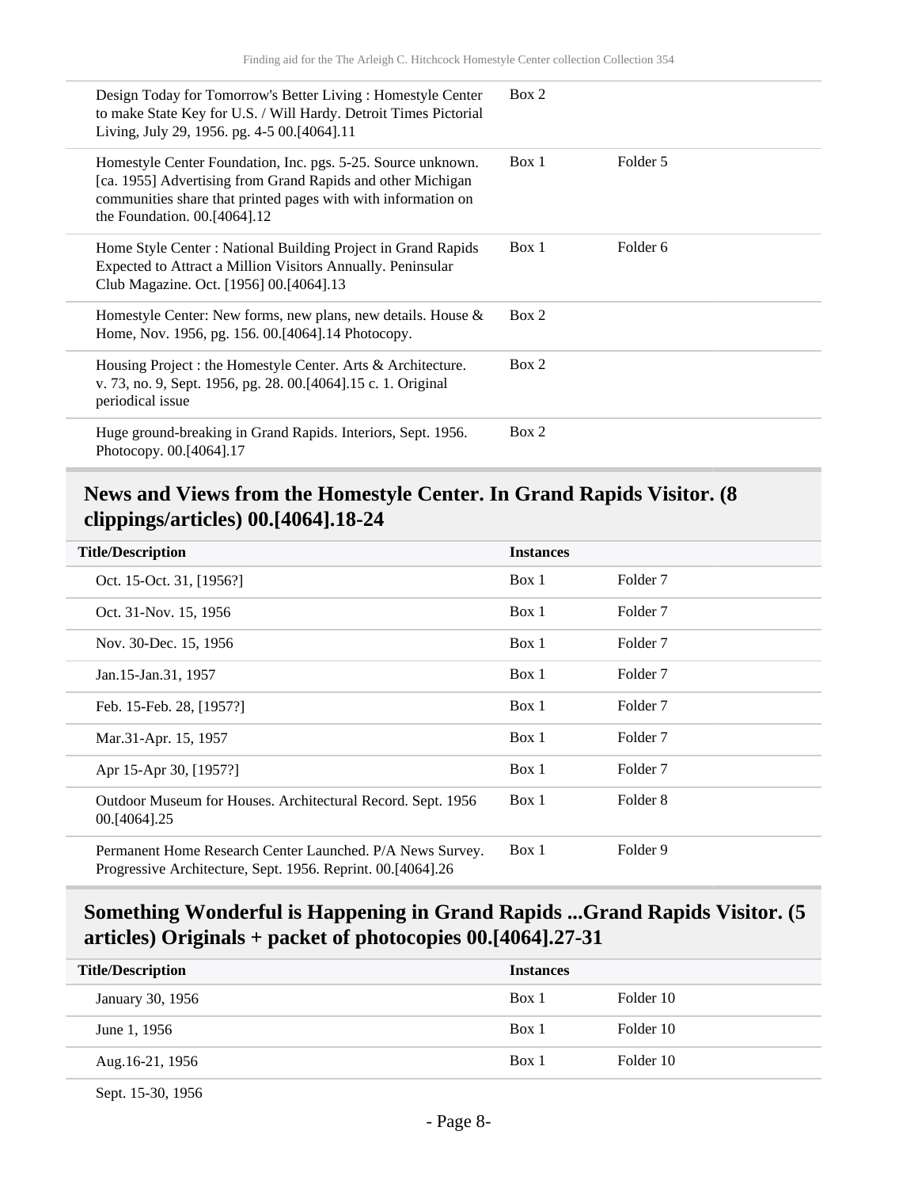| | | |
|---|---|---|
| Design Today for Tomorrow's Better Living : Homestyle Center to make State Key for U.S. / Will Hardy. Detroit Times Pictorial Living, July 29, 1956. pg. 4-5 00.[4064].11 | Box 2 | |
| Homestyle Center Foundation, Inc. pgs. 5-25. Source unknown. [ca. 1955] Advertising from Grand Rapids and other Michigan communities share that printed pages with with information on the Foundation. 00.[4064].12 | Box 1 | Folder 5 |
| Home Style Center : National Building Project in Grand Rapids Expected to Attract a Million Visitors Annually. Peninsular Club Magazine. Oct. [1956] 00.[4064].13 | Box 1 | Folder 6 |
| Homestyle Center: New forms, new plans, new details. House & Home, Nov. 1956, pg. 156. 00.[4064].14 Photocopy. | Box 2 | |
| Housing Project : the Homestyle Center. Arts & Architecture. v. 73, no. 9, Sept. 1956, pg. 28. 00.[4064].15 c. 1. Original periodical issue | Box 2 | |
| Huge ground-breaking in Grand Rapids. Interiors, Sept. 1956. Photocopy. 00.[4064].17 | Box 2 | |

## News and Views from the Homestyle Center. In Grand Rapids Visitor. (8 clippings/articles) 00.[4064].18-24

| Title/Description | Instances | |
|---|---|---|
| Oct. 15-Oct. 31, [1956?] | Box 1 | Folder 7 |
| Oct. 31-Nov. 15, 1956 | Box 1 | Folder 7 |
| Nov. 30-Dec. 15, 1956 | Box 1 | Folder 7 |
| Jan.15-Jan.31, 1957 | Box 1 | Folder 7 |
| Feb. 15-Feb. 28, [1957?] | Box 1 | Folder 7 |
| Mar.31-Apr. 15, 1957 | Box 1 | Folder 7 |
| Apr 15-Apr 30, [1957?] | Box 1 | Folder 7 |
| Outdoor Museum for Houses. Architectural Record. Sept. 1956 00.[4064].25 | Box 1 | Folder 8 |
| Permanent Home Research Center Launched. P/A News Survey. Progressive Architecture, Sept. 1956. Reprint. 00.[4064].26 | Box 1 | Folder 9 |

## Something Wonderful is Happening in Grand Rapids ...Grand Rapids Visitor. (5 articles) Originals + packet of photocopies 00.[4064].27-31

| Title/Description | Instances | |
|---|---|---|
| January 30, 1956 | Box 1 | Folder 10 |
| June 1, 1956 | Box 1 | Folder 10 |
| Aug.16-21, 1956 | Box 1 | Folder 10 |
| Sept. 15-30, 1956 | | |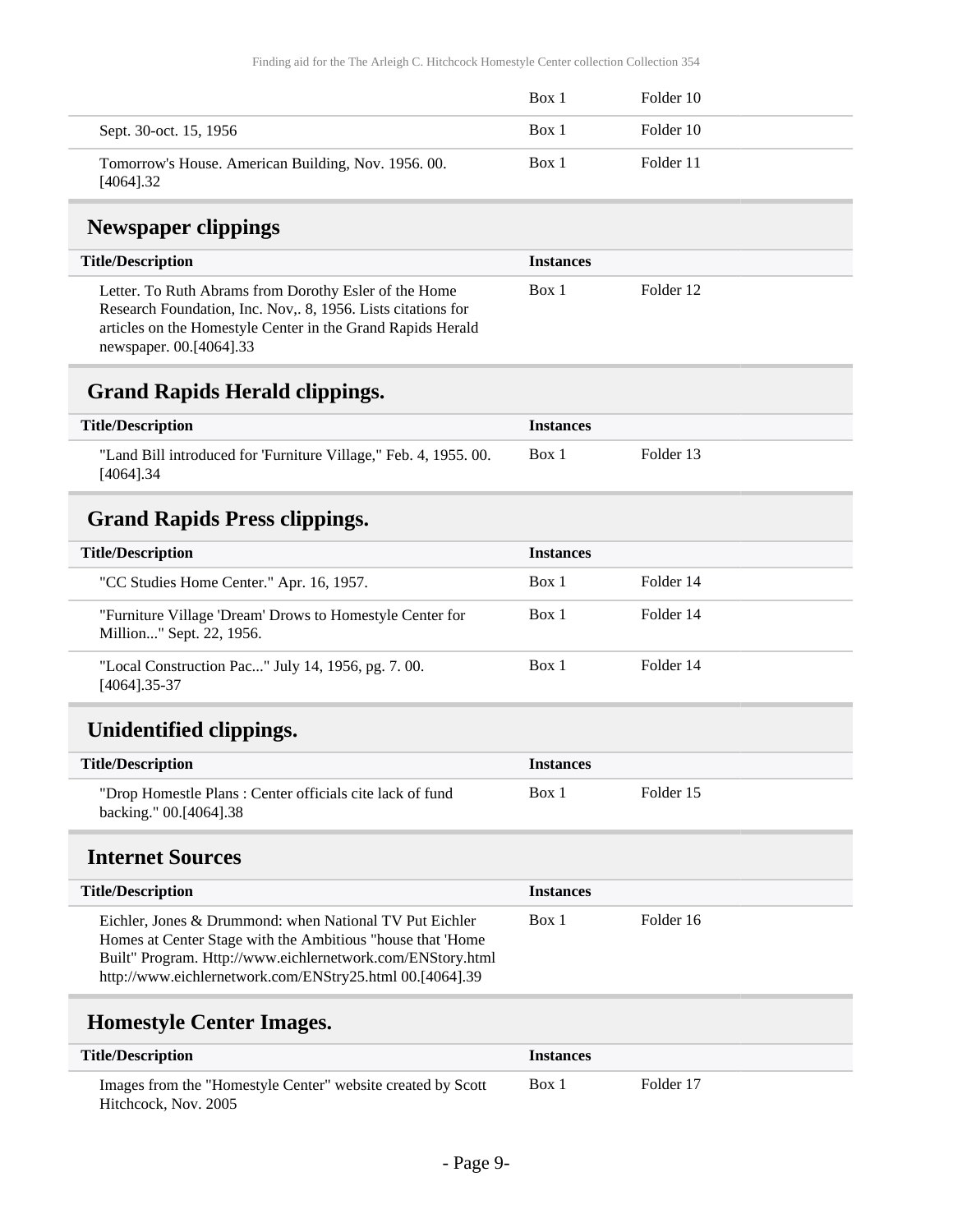| | | |
|---|---|---|
| | Box 1 | Folder 10 |
| Sept. 30-oct. 15, 1956 | Box 1 | Folder 10 |
| Tomorrow's House. American Building, Nov. 1956. 00. [4064].32 | Box 1 | Folder 11 |

## Newspaper clippings

| Title/Description | Instances | |
|---|---|---|
| Letter. To Ruth Abrams from Dorothy Esler of the Home Research Foundation, Inc. Nov,. 8, 1956. Lists citations for articles on the Homestyle Center in the Grand Rapids Herald newspaper. 00.[4064].33 | Box 1 | Folder 12 |

## Grand Rapids Herald clippings.

| Title/Description | Instances | |
|---|---|---|
| "Land Bill introduced for 'Furniture Village," Feb. 4, 1955. 00. [4064].34 | Box 1 | Folder 13 |

## Grand Rapids Press clippings.

| Title/Description | Instances | |
|---|---|---|
| "CC Studies Home Center." Apr. 16, 1957. | Box 1 | Folder 14 |
| "Furniture Village 'Dream' Drows to Homestyle Center for Million..." Sept. 22, 1956. | Box 1 | Folder 14 |
| "Local Construction Pac..." July 14, 1956, pg. 7. 00. [4064].35-37 | Box 1 | Folder 14 |

## Unidentified clippings.

| Title/Description | Instances | |
|---|---|---|
| "Drop Homestle Plans : Center officials cite lack of fund backing." 00.[4064].38 | Box 1 | Folder 15 |

## Internet Sources

| Title/Description | Instances | |
|---|---|---|
| Eichler, Jones & Drummond: when National TV Put Eichler Homes at Center Stage with the Ambitious "house that 'Home Built" Program. Http://www.eichlernetwork.com/ENStory.html http://www.eichlernetwork.com/ENStry25.html 00.[4064].39 | Box 1 | Folder 16 |

## Homestyle Center Images.

| Title/Description | Instances | |
|---|---|---|
| Images from the "Homestyle Center" website created by Scott Hitchcock, Nov. 2005 | Box 1 | Folder 17 |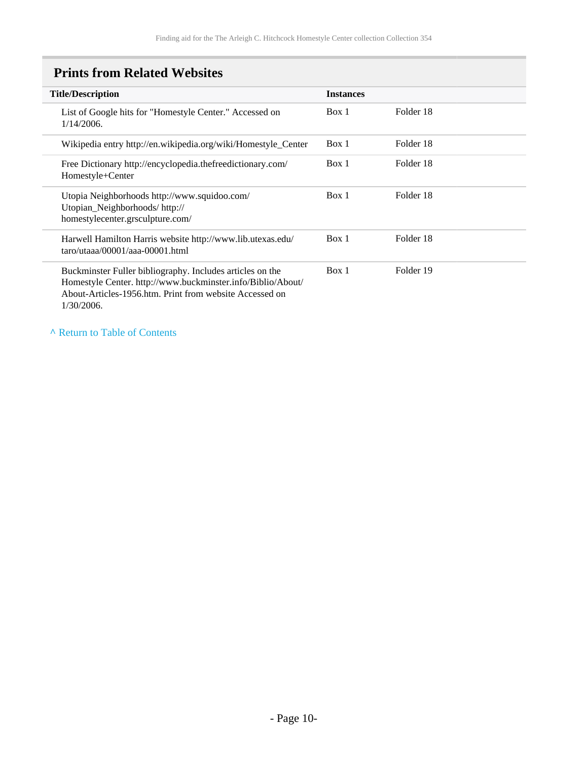## Prints from Related Websites

| Title/Description | Instances | |
|---|---|---|
| List of Google hits for "Homestyle Center." Accessed on 1/14/2006. | Box 1 | Folder 18 |
| Wikipedia entry http://en.wikipedia.org/wiki/Homestyle_Center | Box 1 | Folder 18 |
| Free Dictionary http://encyclopedia.thefreedictionary.com/Homestyle+Center | Box 1 | Folder 18 |
| Utopia Neighborhoods http://www.squidoo.com/Utopian_Neighborhoods/ http://homestylecenter.grsculpture.com/ | Box 1 | Folder 18 |
| Harwell Hamilton Harris website http://www.lib.utexas.edu/taro/utaaa/00001/aaa-00001.html | Box 1 | Folder 18 |
| Buckminster Fuller bibliography. Includes articles on the Homestyle Center. http://www.buckminster.info/Biblio/About/About-Articles-1956.htm. Print from website Accessed on 1/30/2006. | Box 1 | Folder 19 |

^ Return to Table of Contents